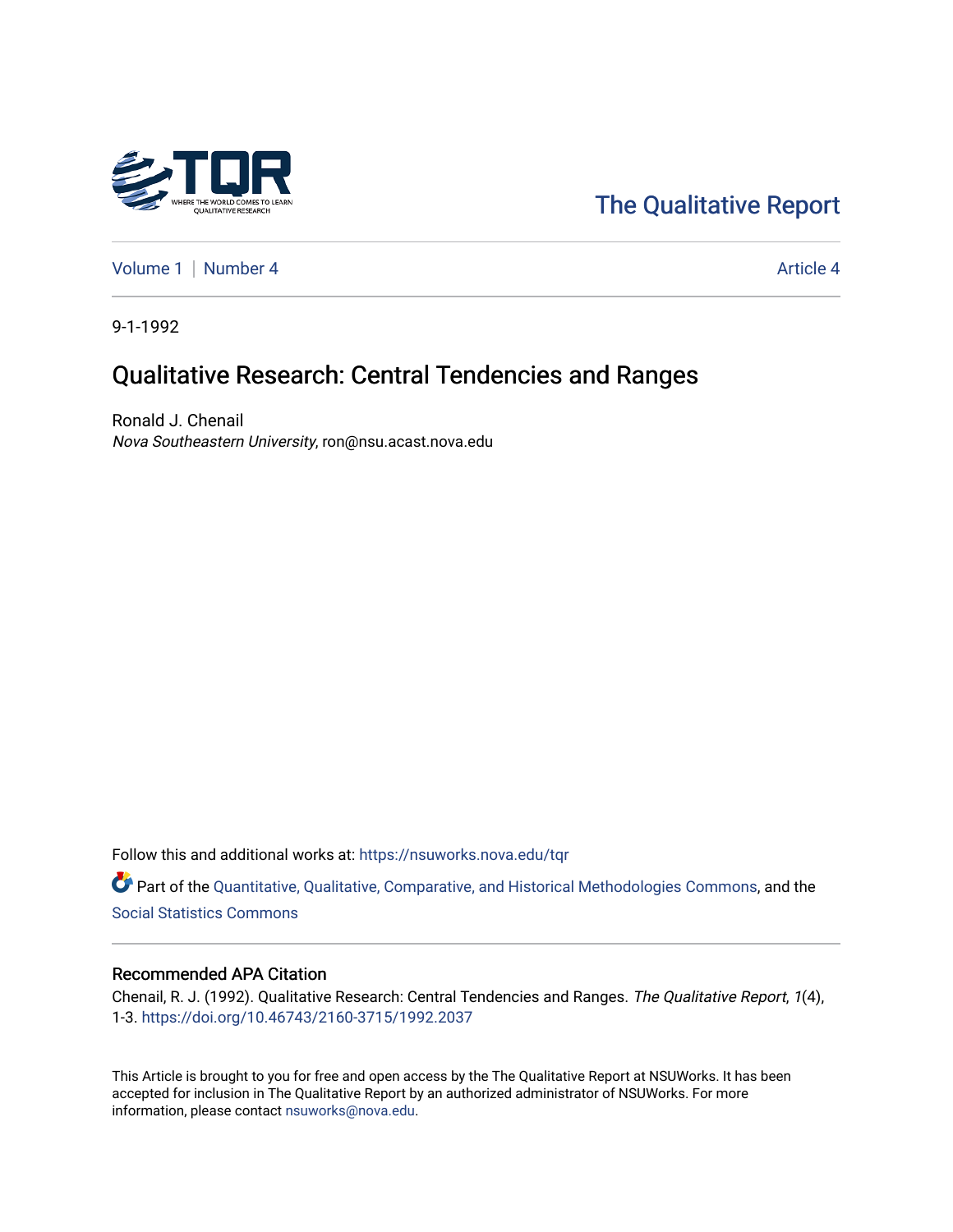The Qualitative Report

Volume 1 | Number 4 | Article 4

9-1-1992

# Qualitative Research: Central Tendencies and Ranges

Ronald J. Chenail
*Nova Southeastern University*, ron@nsu.acast.nova.edu

Follow this and additional works at: https://nsuworks.nova.edu/tqr

Part of the Quantitative, Qualitative, Comparative, and Historical Methodologies Commons, and the Social Statistics Commons

## Recommended APA Citation

Chenail, R. J. (1992). Qualitative Research: Central Tendencies and Ranges. *The Qualitative Report*, *1*(4), 1-3. https://doi.org/10.46743/2160-3715/1992.2037

This Article is brought to you for free and open access by the The Qualitative Report at NSUWorks. It has been accepted for inclusion in The Qualitative Report by an authorized administrator of NSUWorks. For more information, please contact nsuworks@nova.edu.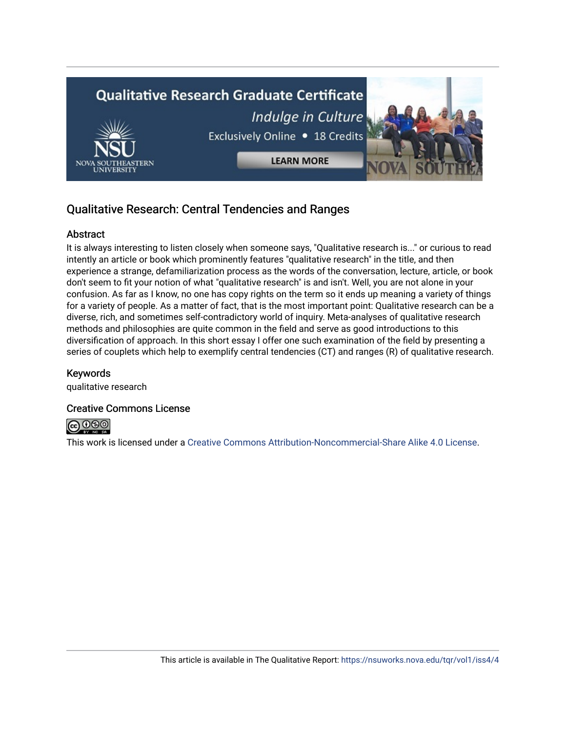## Qualitative Research: Central Tendencies and Ranges

### Abstract

It is always interesting to listen closely when someone says, "Qualitative research is..." or curious to read intently an article or book which prominently features "qualitative research" in the title, and then experience a strange, defamiliarization process as the words of the conversation, lecture, article, or book don't seem to fit your notion of what "qualitative research" is and isn't. Well, you are not alone in your confusion. As far as I know, no one has copy rights on the term so it ends up meaning a variety of things for a variety of people. As a matter of fact, that is the most important point: Qualitative research can be a diverse, rich, and sometimes self-contradictory world of inquiry. Meta-analyses of qualitative research methods and philosophies are quite common in the field and serve as good introductions to this diversification of approach. In this short essay I offer one such examination of the field by presenting a series of couplets which help to exemplify central tendencies (CT) and ranges (R) of qualitative research.

### Keywords

qualitative research

### Creative Commons License

This work is licensed under a Creative Commons Attribution-Noncommercial-Share Alike 4.0 License.

This article is available in The Qualitative Report: https://nsuworks.nova.edu/tqr/vol1/iss4/4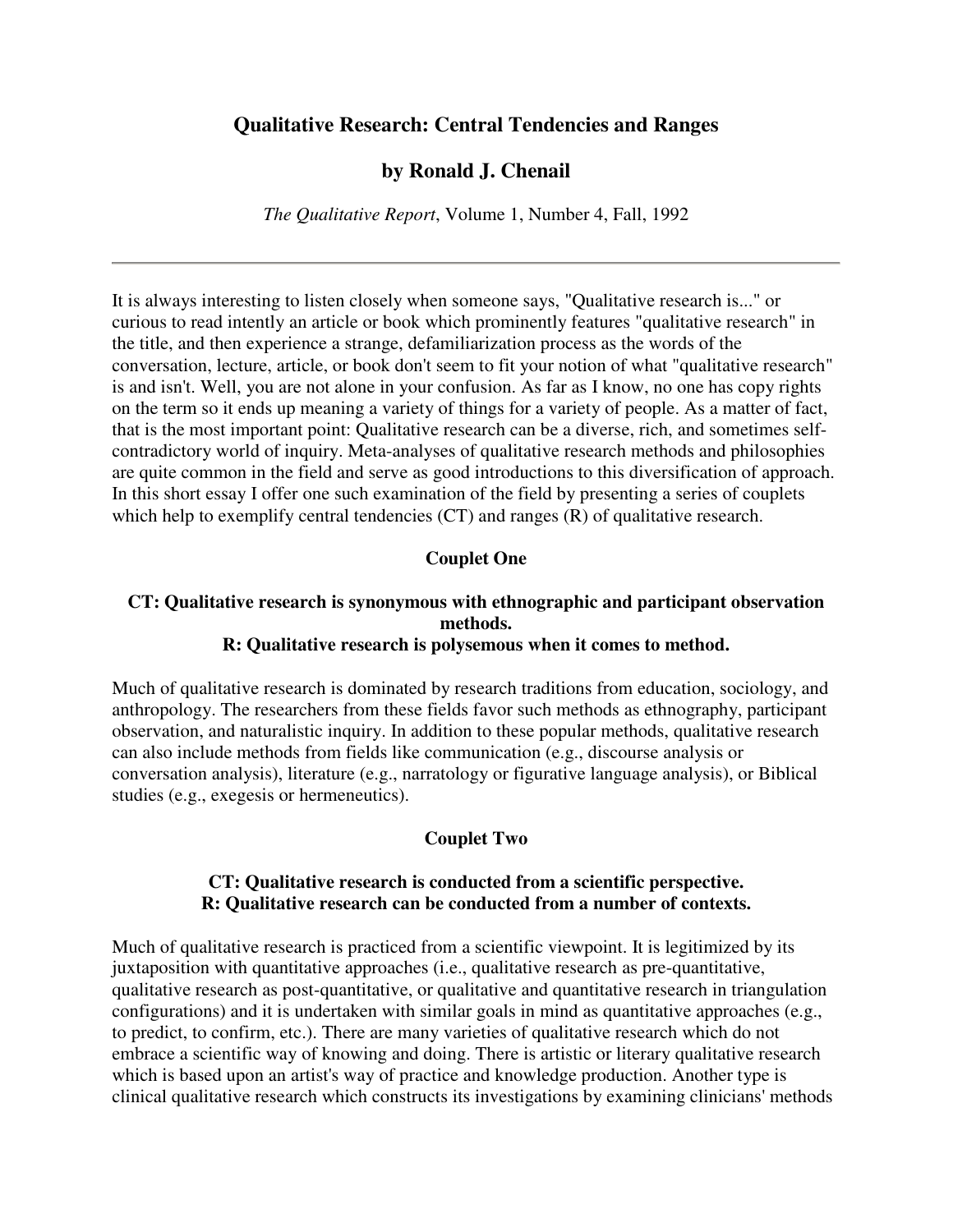# Qualitative Research: Central Tendencies and Ranges

## by Ronald J. Chenail

*The Qualitative Report*, Volume 1, Number 4, Fall, 1992

---

It is always interesting to listen closely when someone says, "Qualitative research is..." or curious to read intently an article or book which prominently features "qualitative research" in the title, and then experience a strange, defamiliarization process as the words of the conversation, lecture, article, or book don't seem to fit your notion of what "qualitative research" is and isn't. Well, you are not alone in your confusion. As far as I know, no one has copy rights on the term so it ends up meaning a variety of things for a variety of people. As a matter of fact, that is the most important point: Qualitative research can be a diverse, rich, and sometimes self-contradictory world of inquiry. Meta-analyses of qualitative research methods and philosophies are quite common in the field and serve as good introductions to this diversification of approach. In this short essay I offer one such examination of the field by presenting a series of couplets which help to exemplify central tendencies (CT) and ranges (R) of qualitative research.

### Couplet One

**CT: Qualitative research is synonymous with ethnographic and participant observation methods.**
**R: Qualitative research is polysemous when it comes to method.**

Much of qualitative research is dominated by research traditions from education, sociology, and anthropology. The researchers from these fields favor such methods as ethnography, participant observation, and naturalistic inquiry. In addition to these popular methods, qualitative research can also include methods from fields like communication (e.g., discourse analysis or conversation analysis), literature (e.g., narratology or figurative language analysis), or Biblical studies (e.g., exegesis or hermeneutics).

### Couplet Two

**CT: Qualitative research is conducted from a scientific perspective.**
**R: Qualitative research can be conducted from a number of contexts.**

Much of qualitative research is practiced from a scientific viewpoint. It is legitimized by its juxtaposition with quantitative approaches (i.e., qualitative research as pre-quantitative, qualitative research as post-quantitative, or qualitative and quantitative research in triangulation configurations) and it is undertaken with similar goals in mind as quantitative approaches (e.g., to predict, to confirm, etc.). There are many varieties of qualitative research which do not embrace a scientific way of knowing and doing. There is artistic or literary qualitative research which is based upon an artist's way of practice and knowledge production. Another type is clinical qualitative research which constructs its investigations by examining clinicians' methods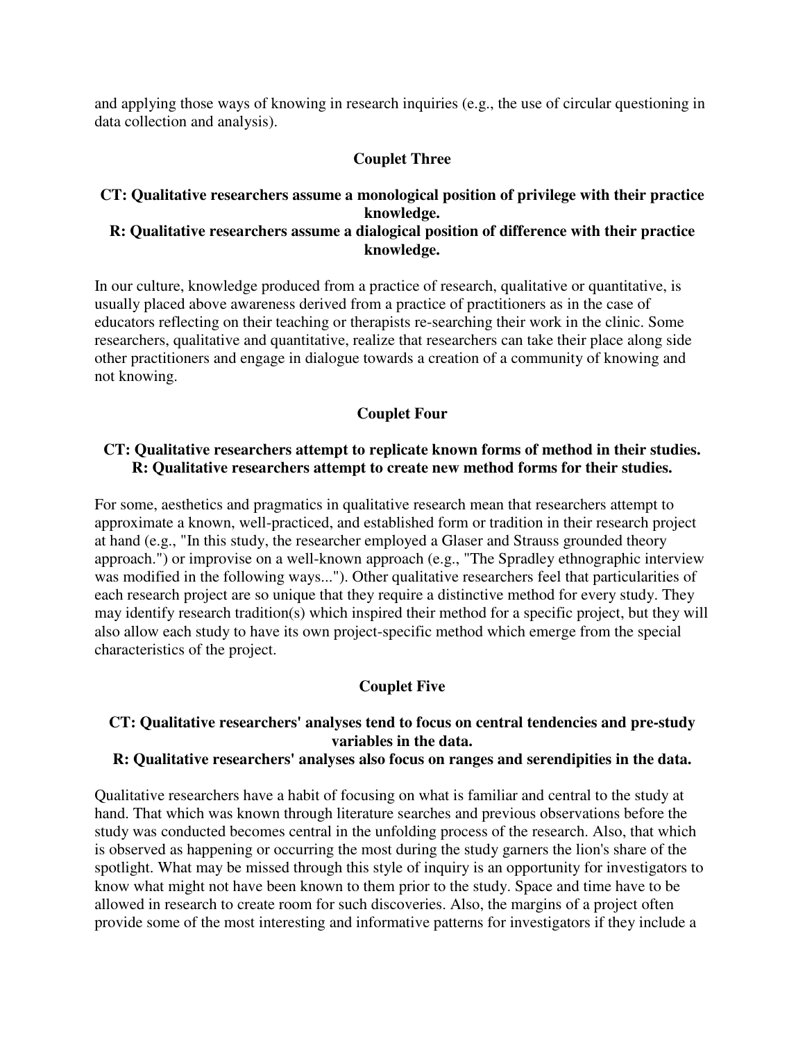and applying those ways of knowing in research inquiries (e.g., the use of circular questioning in data collection and analysis).

### Couplet Three

**CT: Qualitative researchers assume a monological position of privilege with their practice knowledge.**
**R: Qualitative researchers assume a dialogical position of difference with their practice knowledge.**

In our culture, knowledge produced from a practice of research, qualitative or quantitative, is usually placed above awareness derived from a practice of practitioners as in the case of educators reflecting on their teaching or therapists re-searching their work in the clinic. Some researchers, qualitative and quantitative, realize that researchers can take their place along side other practitioners and engage in dialogue towards a creation of a community of knowing and not knowing.

### Couplet Four

**CT: Qualitative researchers attempt to replicate known forms of method in their studies.**
**R: Qualitative researchers attempt to create new method forms for their studies.**

For some, aesthetics and pragmatics in qualitative research mean that researchers attempt to approximate a known, well-practiced, and established form or tradition in their research project at hand (e.g., "In this study, the researcher employed a Glaser and Strauss grounded theory approach.") or improvise on a well-known approach (e.g., "The Spradley ethnographic interview was modified in the following ways..."). Other qualitative researchers feel that particularities of each research project are so unique that they require a distinctive method for every study. They may identify research tradition(s) which inspired their method for a specific project, but they will also allow each study to have its own project-specific method which emerge from the special characteristics of the project.

### Couplet Five

**CT: Qualitative researchers' analyses tend to focus on central tendencies and pre-study variables in the data.**
**R: Qualitative researchers' analyses also focus on ranges and serendipities in the data.**

Qualitative researchers have a habit of focusing on what is familiar and central to the study at hand. That which was known through literature searches and previous observations before the study was conducted becomes central in the unfolding process of the research. Also, that which is observed as happening or occurring the most during the study garners the lion's share of the spotlight. What may be missed through this style of inquiry is an opportunity for investigators to know what might not have been known to them prior to the study. Space and time have to be allowed in research to create room for such discoveries. Also, the margins of a project often provide some of the most interesting and informative patterns for investigators if they include a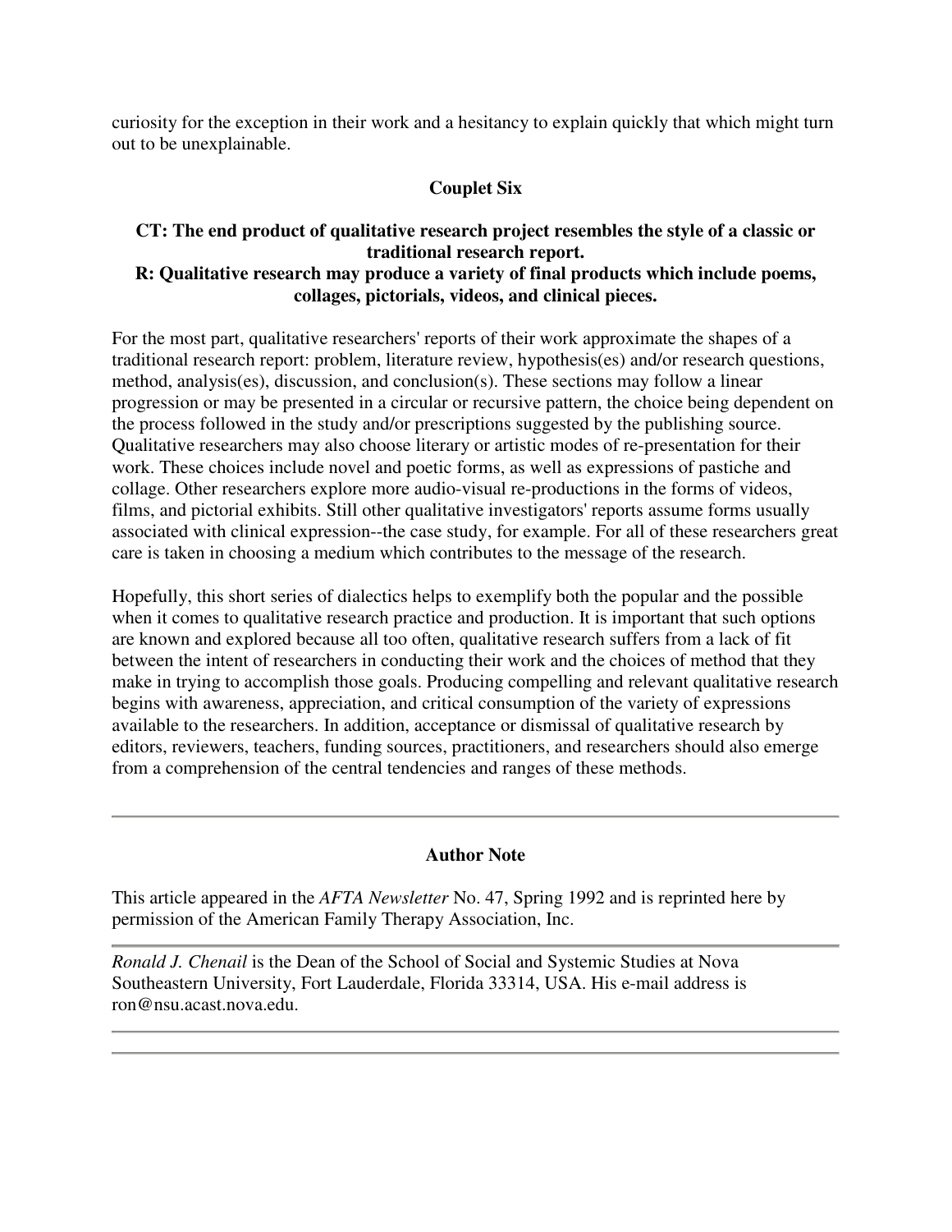curiosity for the exception in their work and a hesitancy to explain quickly that which might turn out to be unexplainable.

### Couplet Six

**CT: The end product of qualitative research project resembles the style of a classic or traditional research report.**
**R: Qualitative research may produce a variety of final products which include poems, collages, pictorials, videos, and clinical pieces.**

For the most part, qualitative researchers' reports of their work approximate the shapes of a traditional research report: problem, literature review, hypothesis(es) and/or research questions, method, analysis(es), discussion, and conclusion(s). These sections may follow a linear progression or may be presented in a circular or recursive pattern, the choice being dependent on the process followed in the study and/or prescriptions suggested by the publishing source. Qualitative researchers may also choose literary or artistic modes of re-presentation for their work. These choices include novel and poetic forms, as well as expressions of pastiche and collage. Other researchers explore more audio-visual re-productions in the forms of videos, films, and pictorial exhibits. Still other qualitative investigators' reports assume forms usually associated with clinical expression--the case study, for example. For all of these researchers great care is taken in choosing a medium which contributes to the message of the research.

Hopefully, this short series of dialectics helps to exemplify both the popular and the possible when it comes to qualitative research practice and production. It is important that such options are known and explored because all too often, qualitative research suffers from a lack of fit between the intent of researchers in conducting their work and the choices of method that they make in trying to accomplish those goals. Producing compelling and relevant qualitative research begins with awareness, appreciation, and critical consumption of the variety of expressions available to the researchers. In addition, acceptance or dismissal of qualitative research by editors, reviewers, teachers, funding sources, practitioners, and researchers should also emerge from a comprehension of the central tendencies and ranges of these methods.

---

### Author Note

This article appeared in the *AFTA Newsletter* No. 47, Spring 1992 and is reprinted here by permission of the American Family Therapy Association, Inc.

---

*Ronald J. Chenail* is the Dean of the School of Social and Systemic Studies at Nova Southeastern University, Fort Lauderdale, Florida 33314, USA. His e-mail address is ron@nsu.acast.nova.edu.